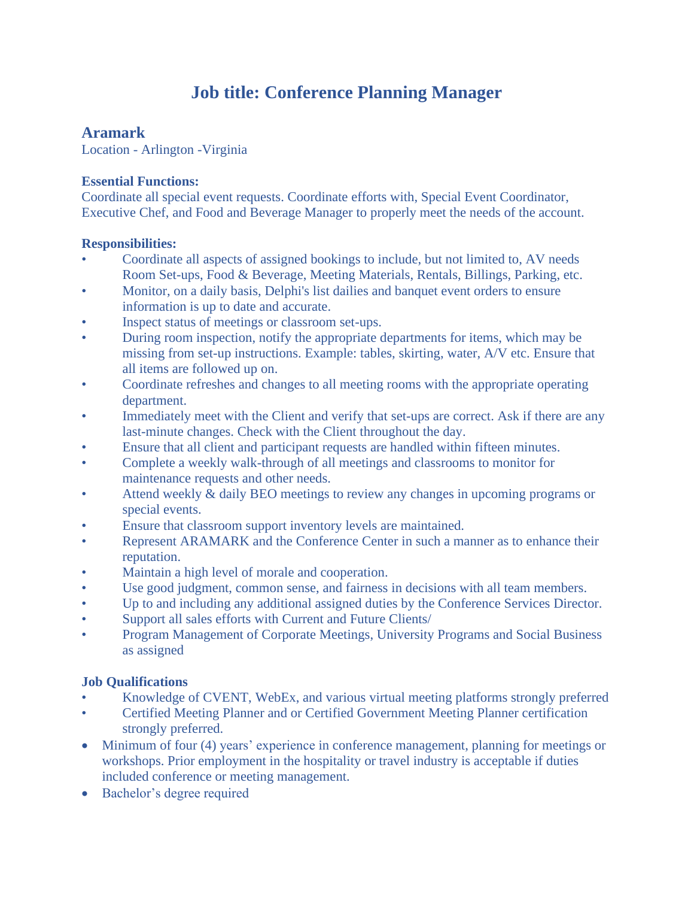# Job title: Conference Planning Manager

## Aramark

Location - Arlington -Virginia

**Essential Functions:**

Coordinate all special event requests. Coordinate efforts with, Special Event Coordinator, Executive Chef, and Food and Beverage Manager to properly meet the needs of the account.

**Responsibilities:**

- Coordinate all aspects of assigned bookings to include, but not limited to, AV needs Room Set-ups, Food & Beverage, Meeting Materials, Rentals, Billings, Parking, etc.
- Monitor, on a daily basis, Delphi's list dailies and banquet event orders to ensure information is up to date and accurate.
- Inspect status of meetings or classroom set-ups.
- During room inspection, notify the appropriate departments for items, which may be missing from set-up instructions. Example: tables, skirting, water, A/V etc. Ensure that all items are followed up on.
- Coordinate refreshes and changes to all meeting rooms with the appropriate operating department.
- Immediately meet with the Client and verify that set-ups are correct. Ask if there are any last-minute changes. Check with the Client throughout the day.
- Ensure that all client and participant requests are handled within fifteen minutes.
- Complete a weekly walk-through of all meetings and classrooms to monitor for maintenance requests and other needs.
- Attend weekly & daily BEO meetings to review any changes in upcoming programs or special events.
- Ensure that classroom support inventory levels are maintained.
- Represent ARAMARK and the Conference Center in such a manner as to enhance their reputation.
- Maintain a high level of morale and cooperation.
- Use good judgment, common sense, and fairness in decisions with all team members.
- Up to and including any additional assigned duties by the Conference Services Director.
- Support all sales efforts with Current and Future Clients/
- Program Management of Corporate Meetings, University Programs and Social Business as assigned

**Job Qualifications**

- Knowledge of CVENT, WebEx, and various virtual meeting platforms strongly preferred
- Certified Meeting Planner and or Certified Government Meeting Planner certification strongly preferred.
- Minimum of four (4) years' experience in conference management, planning for meetings or workshops. Prior employment in the hospitality or travel industry is acceptable if duties included conference or meeting management.
- Bachelor's degree required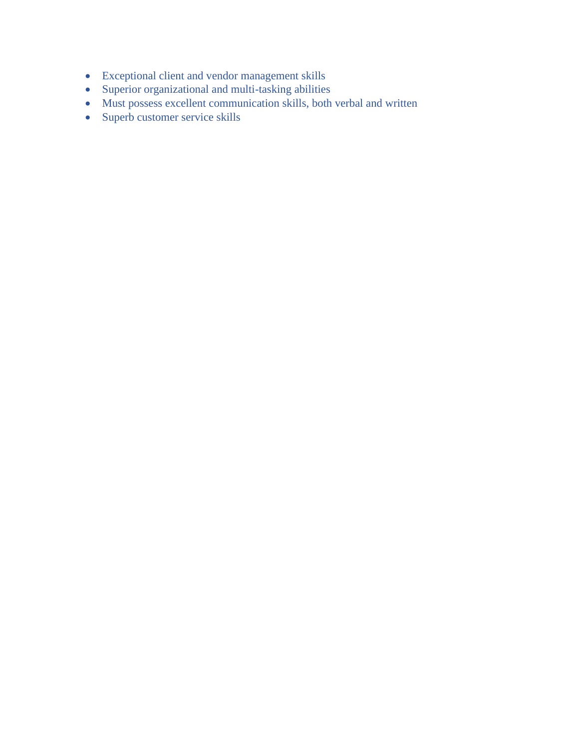- Exceptional client and vendor management skills
- Superior organizational and multi-tasking abilities
- Must possess excellent communication skills, both verbal and written
- Superb customer service skills